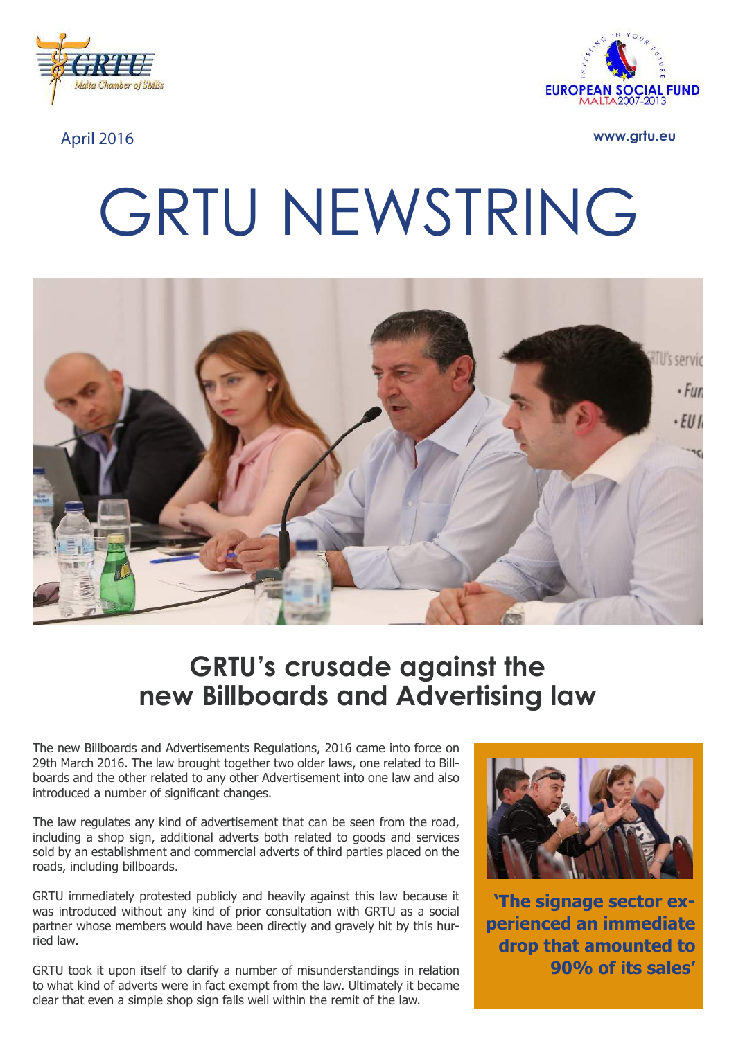April 2016

www.grtu.eu

# GRTU NEWSTRING

## GRTU's crusade against the new Billboards and Advertising law

The new Billboards and Advertisements Regulations, 2016 came into force on 29th March 2016. The law brought together two older laws, one related to Billboards and the other related to any other Advertisement into one law and also introduced a number of significant changes.

The law regulates any kind of advertisement that can be seen from the road, including a shop sign, additional adverts both related to goods and services sold by an establishment and commercial adverts of third parties placed on the roads, including billboards.

GRTU immediately protested publicly and heavily against this law because it was introduced without any kind of prior consultation with GRTU as a social partner whose members would have been directly and gravely hit by this hurried law.

GRTU took it upon itself to clarify a number of misunderstandings in relation to what kind of adverts were in fact exempt from the law. Ultimately it became clear that even a simple shop sign falls well within the remit of the law.

**'The signage sector experienced an immediate drop that amounted to 90% of its sales'**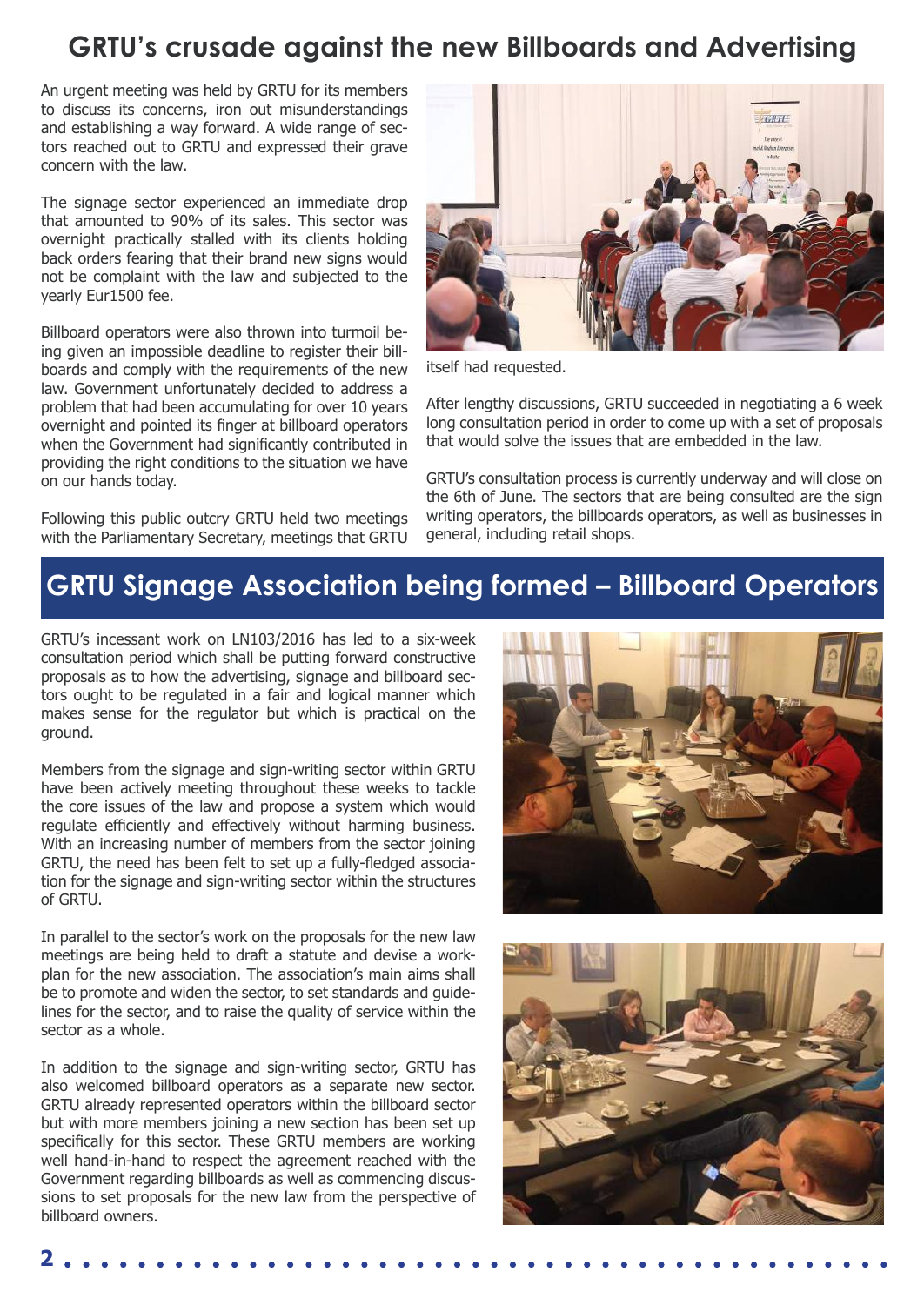# GRTU's crusade against the new Billboards and Advertising

An urgent meeting was held by GRTU for its members to discuss its concerns, iron out misunderstandings and establishing a way forward. A wide range of sectors reached out to GRTU and expressed their grave concern with the law.

The signage sector experienced an immediate drop that amounted to 90% of its sales. This sector was overnight practically stalled with its clients holding back orders fearing that their brand new signs would not be complaint with the law and subjected to the yearly Eur1500 fee.

Billboard operators were also thrown into turmoil being given an impossible deadline to register their billboards and comply with the requirements of the new law. Government unfortunately decided to address a problem that had been accumulating for over 10 years overnight and pointed its finger at billboard operators when the Government had significantly contributed in providing the right conditions to the situation we have on our hands today.

Following this public outcry GRTU held two meetings with the Parliamentary Secretary, meetings that GRTU itself had requested.

After lengthy discussions, GRTU succeeded in negotiating a 6 week long consultation period in order to come up with a set of proposals that would solve the issues that are embedded in the law.

GRTU's consultation process is currently underway and will close on the 6th of June. The sectors that are being consulted are the sign writing operators, the billboards operators, as well as businesses in general, including retail shops.

# GRTU Signage Association being formed – Billboard Operators

GRTU's incessant work on LN103/2016 has led to a six-week consultation period which shall be putting forward constructive proposals as to how the advertising, signage and billboard sectors ought to be regulated in a fair and logical manner which makes sense for the regulator but which is practical on the ground.

Members from the signage and sign-writing sector within GRTU have been actively meeting throughout these weeks to tackle the core issues of the law and propose a system which would regulate efficiently and effectively without harming business. With an increasing number of members from the sector joining GRTU, the need has been felt to set up a fully-fledged association for the signage and sign-writing sector within the structures of GRTU.

In parallel to the sector's work on the proposals for the new law meetings are being held to draft a statute and devise a workplan for the new association. The association's main aims shall be to promote and widen the sector, to set standards and guidelines for the sector, and to raise the quality of service within the sector as a whole.

In addition to the signage and sign-writing sector, GRTU has also welcomed billboard operators as a separate new sector. GRTU already represented operators within the billboard sector but with more members joining a new section has been set up specifically for this sector. These GRTU members are working well hand-in-hand to respect the agreement reached with the Government regarding billboards as well as commencing discussions to set proposals for the new law from the perspective of billboard owners.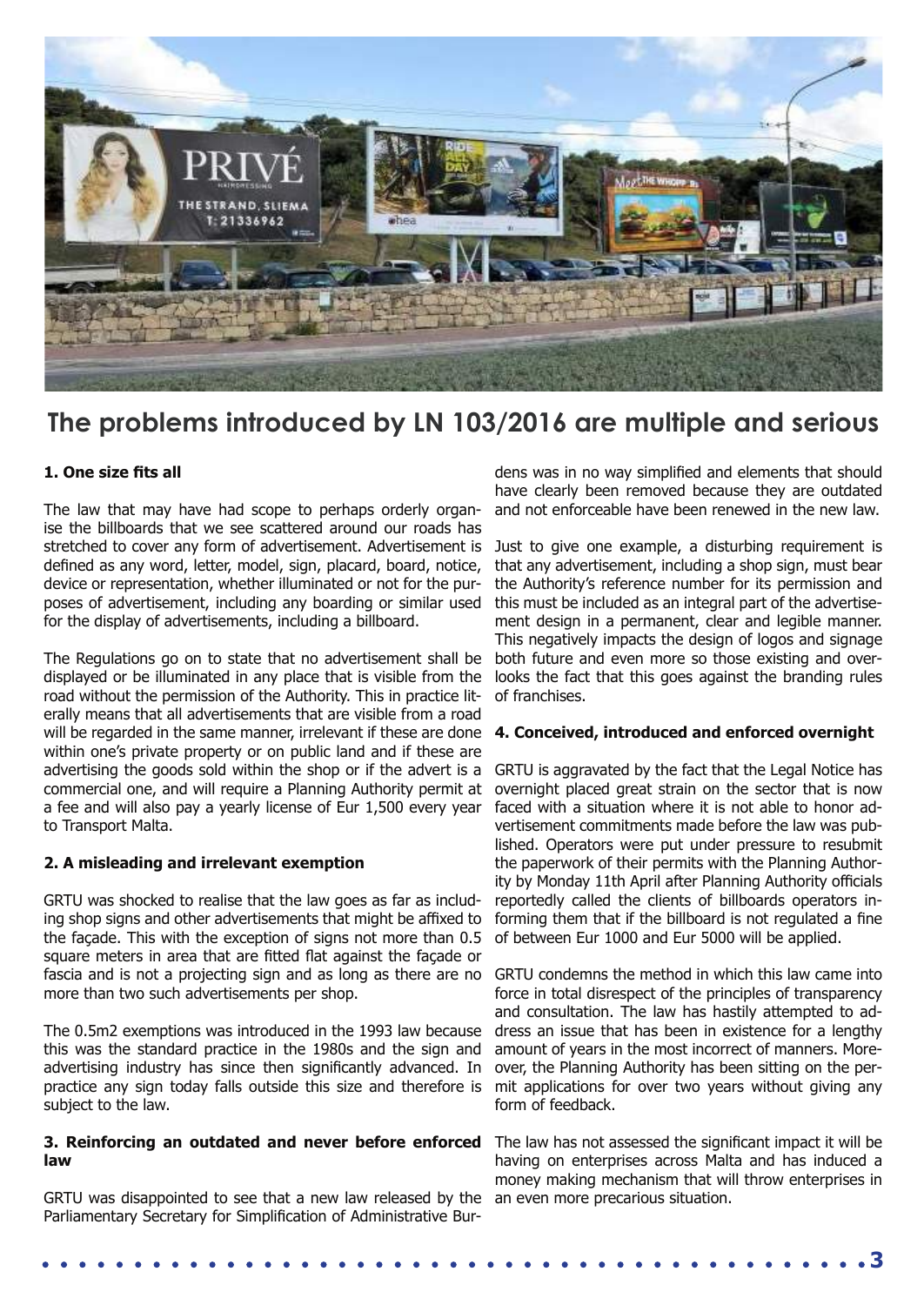## The problems introduced by LN 103/2016 are multiple and serious

### 1. One size fits all

The law that may have had scope to perhaps orderly organise the billboards that we see scattered around our roads has stretched to cover any form of advertisement. Advertisement is defined as any word, letter, model, sign, placard, board, notice, device or representation, whether illuminated or not for the purposes of advertisement, including any boarding or similar used for the display of advertisements, including a billboard.

The Regulations go on to state that no advertisement shall be displayed or be illuminated in any place that is visible from the road without the permission of the Authority. This in practice literally means that all advertisements that are visible from a road will be regarded in the same manner, irrelevant if these are done within one's private property or on public land and if these are advertising the goods sold within the shop or if the advert is a commercial one, and will require a Planning Authority permit at a fee and will also pay a yearly license of Eur 1,500 every year to Transport Malta.

### 2. A misleading and irrelevant exemption

GRTU was shocked to realise that the law goes as far as including shop signs and other advertisements that might be affixed to the façade. This with the exception of signs not more than 0.5 square meters in area that are fitted flat against the façade or fascia and is not a projecting sign and as long as there are no more than two such advertisements per shop.

The 0.5m2 exemptions was introduced in the 1993 law because this was the standard practice in the 1980s and the sign and advertising industry has since then significantly advanced. In practice any sign today falls outside this size and therefore is subject to the law.

### 3. Reinforcing an outdated and never before enforced law

GRTU was disappointed to see that a new law released by the Parliamentary Secretary for Simplification of Administrative Burdens was in no way simplified and elements that should have clearly been removed because they are outdated and not enforceable have been renewed in the new law.

Just to give one example, a disturbing requirement is that any advertisement, including a shop sign, must bear the Authority's reference number for its permission and this must be included as an integral part of the advertisement design in a permanent, clear and legible manner. This negatively impacts the design of logos and signage both future and even more so those existing and overlooks the fact that this goes against the branding rules of franchises.

### 4. Conceived, introduced and enforced overnight

GRTU is aggravated by the fact that the Legal Notice has overnight placed great strain on the sector that is now faced with a situation where it is not able to honor advertisement commitments made before the law was published. Operators were put under pressure to resubmit the paperwork of their permits with the Planning Authority by Monday 11th April after Planning Authority officials reportedly called the clients of billboards operators informing them that if the billboard is not regulated a fine of between Eur 1000 and Eur 5000 will be applied.

GRTU condemns the method in which this law came into force in total disrespect of the principles of transparency and consultation. The law has hastily attempted to address an issue that has been in existence for a lengthy amount of years in the most incorrect of manners. Moreover, the Planning Authority has been sitting on the permit applications for over two years without giving any form of feedback.

The law has not assessed the significant impact it will be having on enterprises across Malta and has induced a money making mechanism that will throw enterprises in an even more precarious situation.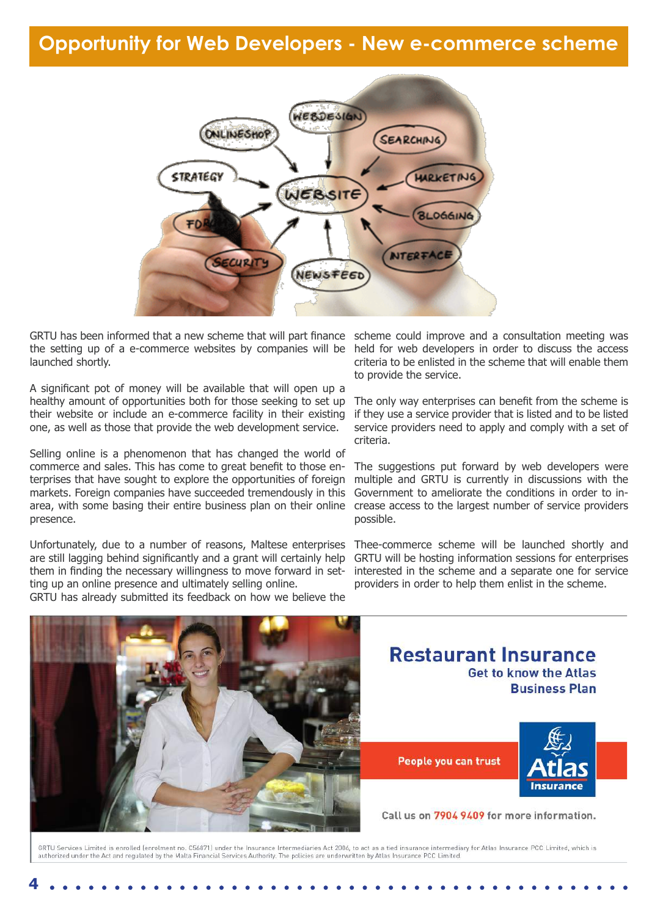# Opportunity for Web Developers - New e-commerce scheme

GRTU has been informed that a new scheme that will part finance the setting up of a e-commerce websites by companies will be launched shortly.

A significant pot of money will be available that will open up a healthy amount of opportunities both for those seeking to set up their website or include an e-commerce facility in their existing one, as well as those that provide the web development service.

Selling online is a phenomenon that has changed the world of commerce and sales. This has come to great benefit to those enterprises that have sought to explore the opportunities of foreign markets. Foreign companies have succeeded tremendously in this area, with some basing their entire business plan on their online presence.

Unfortunately, due to a number of reasons, Maltese enterprises are still lagging behind significantly and a grant will certainly help them in finding the necessary willingness to move forward in setting up an online presence and ultimately selling online.
GRTU has already submitted its feedback on how we believe the scheme could improve and a consultation meeting was held for web developers in order to discuss the access criteria to be enlisted in the scheme that will enable them to provide the service.

The only way enterprises can benefit from the scheme is if they use a service provider that is listed and to be listed service providers need to apply and comply with a set of criteria.

The suggestions put forward by web developers were multiple and GRTU is currently in discussions with the Government to ameliorate the conditions in order to increase access to the largest number of service providers possible.

Thee-commerce scheme will be launched shortly and GRTU will be hosting information sessions for enterprises interested in the scheme and a separate one for service providers in order to help them enlist in the scheme.

**Restaurant Insurance**
**Get to know the Atlas Business Plan**

**People you can trust**

**Atlas Insurance**

Call us on 7904 9409 for more information.

GRTU Services Limited is enrolled (enrolment no. C56871) under the Insurance Intermediaries Act 2006, to act as a tied insurance intermediary for Atlas Insurance PCC Limited, which is authorized under the Act and regulated by the Malta Financial Services Authority. The policies are underwritten by Atlas Insurance PCC Limited.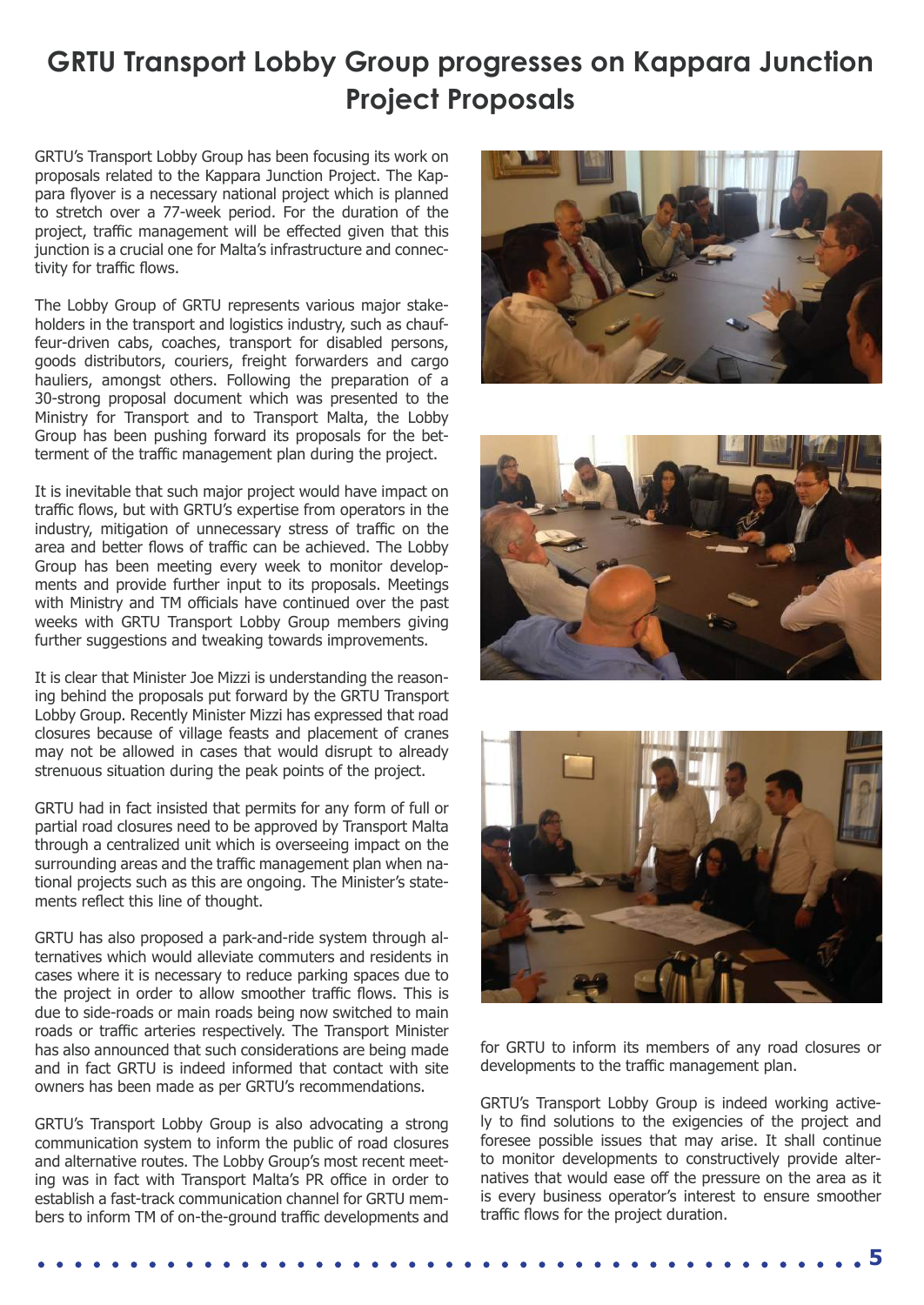# GRTU Transport Lobby Group progresses on Kappara Junction Project Proposals

GRTU's Transport Lobby Group has been focusing its work on proposals related to the Kappara Junction Project. The Kappara flyover is a necessary national project which is planned to stretch over a 77-week period. For the duration of the project, traffic management will be effected given that this junction is a crucial one for Malta's infrastructure and connectivity for traffic flows.

The Lobby Group of GRTU represents various major stakeholders in the transport and logistics industry, such as chauffeur-driven cabs, coaches, transport for disabled persons, goods distributors, couriers, freight forwarders and cargo hauliers, amongst others. Following the preparation of a 30-strong proposal document which was presented to the Ministry for Transport and to Transport Malta, the Lobby Group has been pushing forward its proposals for the betterment of the traffic management plan during the project.

It is inevitable that such major project would have impact on traffic flows, but with GRTU's expertise from operators in the industry, mitigation of unnecessary stress of traffic on the area and better flows of traffic can be achieved. The Lobby Group has been meeting every week to monitor developments and provide further input to its proposals. Meetings with Ministry and TM officials have continued over the past weeks with GRTU Transport Lobby Group members giving further suggestions and tweaking towards improvements.

It is clear that Minister Joe Mizzi is understanding the reasoning behind the proposals put forward by the GRTU Transport Lobby Group. Recently Minister Mizzi has expressed that road closures because of village feasts and placement of cranes may not be allowed in cases that would disrupt to already strenuous situation during the peak points of the project.

GRTU had in fact insisted that permits for any form of full or partial road closures need to be approved by Transport Malta through a centralized unit which is overseeing impact on the surrounding areas and the traffic management plan when national projects such as this are ongoing. The Minister's statements reflect this line of thought.

GRTU has also proposed a park-and-ride system through alternatives which would alleviate commuters and residents in cases where it is necessary to reduce parking spaces due to the project in order to allow smoother traffic flows. This is due to side-roads or main roads being now switched to main roads or traffic arteries respectively. The Transport Minister has also announced that such considerations are being made and in fact GRTU is indeed informed that contact with site owners has been made as per GRTU's recommendations.

GRTU's Transport Lobby Group is also advocating a strong communication system to inform the public of road closures and alternative routes. The Lobby Group's most recent meeting was in fact with Transport Malta's PR office in order to establish a fast-track communication channel for GRTU members to inform TM of on-the-ground traffic developments and for GRTU to inform its members of any road closures or developments to the traffic management plan.

GRTU's Transport Lobby Group is indeed working actively to find solutions to the exigencies of the project and foresee possible issues that may arise. It shall continue to monitor developments to constructively provide alternatives that would ease off the pressure on the area as it is every business operator's interest to ensure smoother traffic flows for the project duration.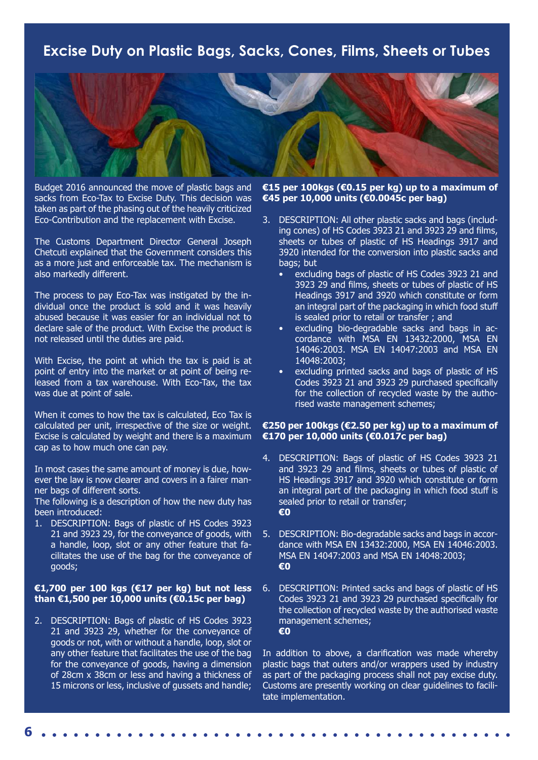# Excise Duty on Plastic Bags, Sacks, Cones, Films, Sheets or Tubes

Budget 2016 announced the move of plastic bags and sacks from Eco-Tax to Excise Duty. This decision was taken as part of the phasing out of the heavily criticized Eco-Contribution and the replacement with Excise.

The Customs Department Director General Joseph Chetcuti explained that the Government considers this as a more just and enforceable tax. The mechanism is also markedly different.

The process to pay Eco-Tax was instigated by the individual once the product is sold and it was heavily abused because it was easier for an individual not to declare sale of the product. With Excise the product is not released until the duties are paid.

With Excise, the point at which the tax is paid is at point of entry into the market or at point of being released from a tax warehouse. With Eco-Tax, the tax was due at point of sale.

When it comes to how the tax is calculated, Eco Tax is calculated per unit, irrespective of the size or weight. Excise is calculated by weight and there is a maximum cap as to how much one can pay.

In most cases the same amount of money is due, however the law is now clearer and covers in a fairer manner bags of different sorts.

The following is a description of how the new duty has been introduced:

1. DESCRIPTION: Bags of plastic of HS Codes 3923 21 and 3923 29, for the conveyance of goods, with a handle, loop, slot or any other feature that facilitates the use of the bag for the conveyance of goods;

**€1,700 per 100 kgs (€17 per kg) but not less than €1,500 per 10,000 units (€0.15c per bag)**

2. DESCRIPTION: Bags of plastic of HS Codes 3923 21 and 3923 29, whether for the conveyance of goods or not, with or without a handle, loop, slot or any other feature that facilitates the use of the bag for the conveyance of goods, having a dimension of 28cm x 38cm or less and having a thickness of 15 microns or less, inclusive of gussets and handle;

**€15 per 100kgs (€0.15 per kg) up to a maximum of €45 per 10,000 units (€0.0045c per bag)**

3. DESCRIPTION: All other plastic sacks and bags (including cones) of HS Codes 3923 21 and 3923 29 and films, sheets or tubes of plastic of HS Headings 3917 and 3920 intended for the conversion into plastic sacks and bags; but
   - excluding bags of plastic of HS Codes 3923 21 and 3923 29 and films, sheets or tubes of plastic of HS Headings 3917 and 3920 which constitute or form an integral part of the packaging in which food stuff is sealed prior to retail or transfer ; and
   - excluding bio-degradable sacks and bags in accordance with MSA EN 13432:2000, MSA EN 14046:2003. MSA EN 14047:2003 and MSA EN 14048:2003;
   - excluding printed sacks and bags of plastic of HS Codes 3923 21 and 3923 29 purchased specifically for the collection of recycled waste by the authorised waste management schemes;

**€250 per 100kgs (€2.50 per kg) up to a maximum of €170 per 10,000 units (€0.017c per bag)**

4. DESCRIPTION: Bags of plastic of HS Codes 3923 21 and 3923 29 and films, sheets or tubes of plastic of HS Headings 3917 and 3920 which constitute or form an integral part of the packaging in which food stuff is sealed prior to retail or transfer;
   **€0**

5. DESCRIPTION: Bio-degradable sacks and bags in accordance with MSA EN 13432:2000, MSA EN 14046:2003. MSA EN 14047:2003 and MSA EN 14048:2003;
   **€0**

6. DESCRIPTION: Printed sacks and bags of plastic of HS Codes 3923 21 and 3923 29 purchased specifically for the collection of recycled waste by the authorised waste management schemes;
   **€0**

In addition to above, a clarification was made whereby plastic bags that outers and/or wrappers used by industry as part of the packaging process shall not pay excise duty. Customs are presently working on clear guidelines to facilitate implementation.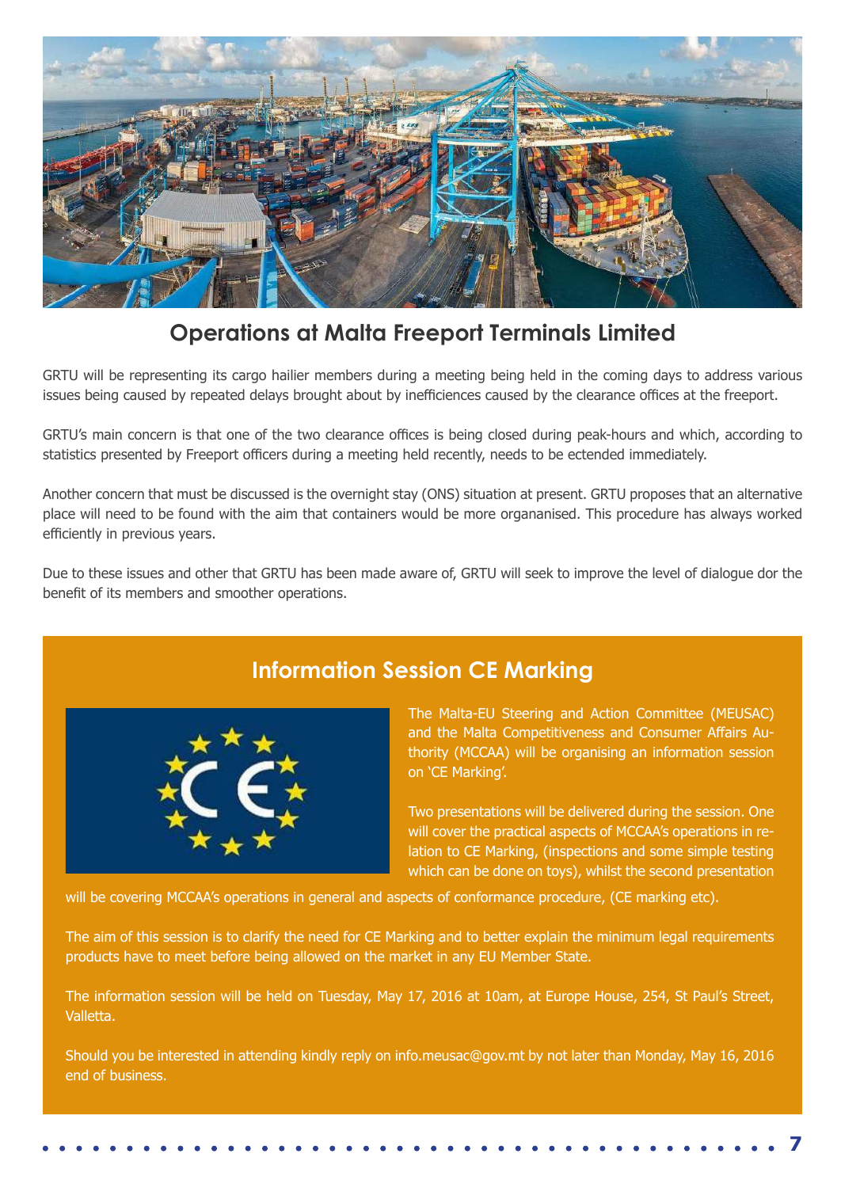## Operations at Malta Freeport Terminals Limited

GRTU will be representing its cargo hailier members during a meeting being held in the coming days to address various issues being caused by repeated delays brought about by inefficiences caused by the clearance offices at the freeport.

GRTU's main concern is that one of the two clearance offices is being closed during peak-hours and which, according to statistics presented by Freeport officers during a meeting held recently, needs to be ectended immediately.

Another concern that must be discussed is the overnight stay (ONS) situation at present. GRTU proposes that an alternative place will need to be found with the aim that containers would be more organanised. This procedure has always worked efficiently in previous years.

Due to these issues and other that GRTU has been made aware of, GRTU will seek to improve the level of dialogue dor the benefit of its members and smoother operations.

## Information Session CE Marking

The Malta-EU Steering and Action Committee (MEUSAC) and the Malta Competitiveness and Consumer Affairs Authority (MCCAA) will be organising an information session on 'CE Marking'.

Two presentations will be delivered during the session. One will cover the practical aspects of MCCAA's operations in relation to CE Marking, (inspections and some simple testing which can be done on toys), whilst the second presentation will be covering MCCAA's operations in general and aspects of conformance procedure, (CE marking etc).

The aim of this session is to clarify the need for CE Marking and to better explain the minimum legal requirements products have to meet before being allowed on the market in any EU Member State.

The information session will be held on Tuesday, May 17, 2016 at 10am, at Europe House, 254, St Paul's Street, Valletta.

Should you be interested in attending kindly reply on info.meusac@gov.mt by not later than Monday, May 16, 2016 end of business.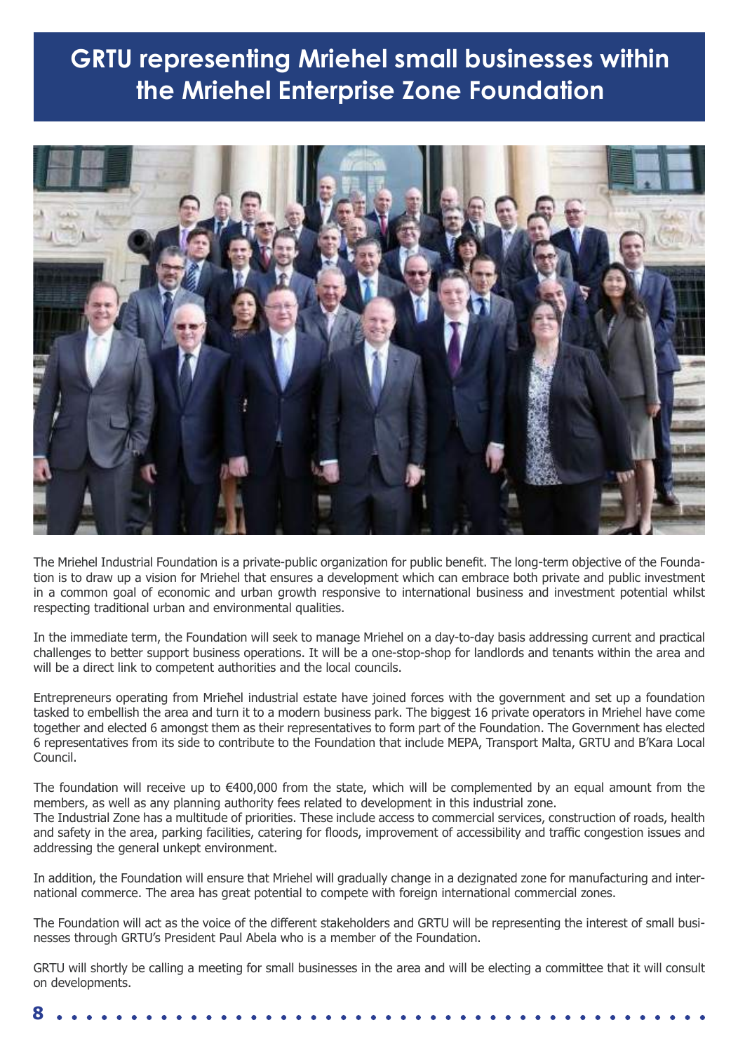# GRTU representing Mriehel small businesses within the Mriehel Enterprise Zone Foundation

The Mriehel Industrial Foundation is a private-public organization for public benefit. The long-term objective of the Foundation is to draw up a vision for Mriehel that ensures a development which can embrace both private and public investment in a common goal of economic and urban growth responsive to international business and investment potential whilst respecting traditional urban and environmental qualities.

In the immediate term, the Foundation will seek to manage Mriehel on a day-to-day basis addressing current and practical challenges to better support business operations. It will be a one-stop-shop for landlords and tenants within the area and will be a direct link to competent authorities and the local councils.

Entrepreneurs operating from Mrieħel industrial estate have joined forces with the government and set up a foundation tasked to embellish the area and turn it to a modern business park. The biggest 16 private operators in Mriehel have come together and elected 6 amongst them as their representatives to form part of the Foundation. The Government has elected 6 representatives from its side to contribute to the Foundation that include MEPA, Transport Malta, GRTU and B'Kara Local Council.

The foundation will receive up to €400,000 from the state, which will be complemented by an equal amount from the members, as well as any planning authority fees related to development in this industrial zone.
The Industrial Zone has a multitude of priorities. These include access to commercial services, construction of roads, health and safety in the area, parking facilities, catering for floods, improvement of accessibility and traffic congestion issues and addressing the general unkept environment.

In addition, the Foundation will ensure that Mriehel will gradually change in a dezignated zone for manufacturing and international commerce. The area has great potential to compete with foreign international commercial zones.

The Foundation will act as the voice of the different stakeholders and GRTU will be representing the interest of small businesses through GRTU's President Paul Abela who is a member of the Foundation.

GRTU will shortly be calling a meeting for small businesses in the area and will be electing a committee that it will consult on developments.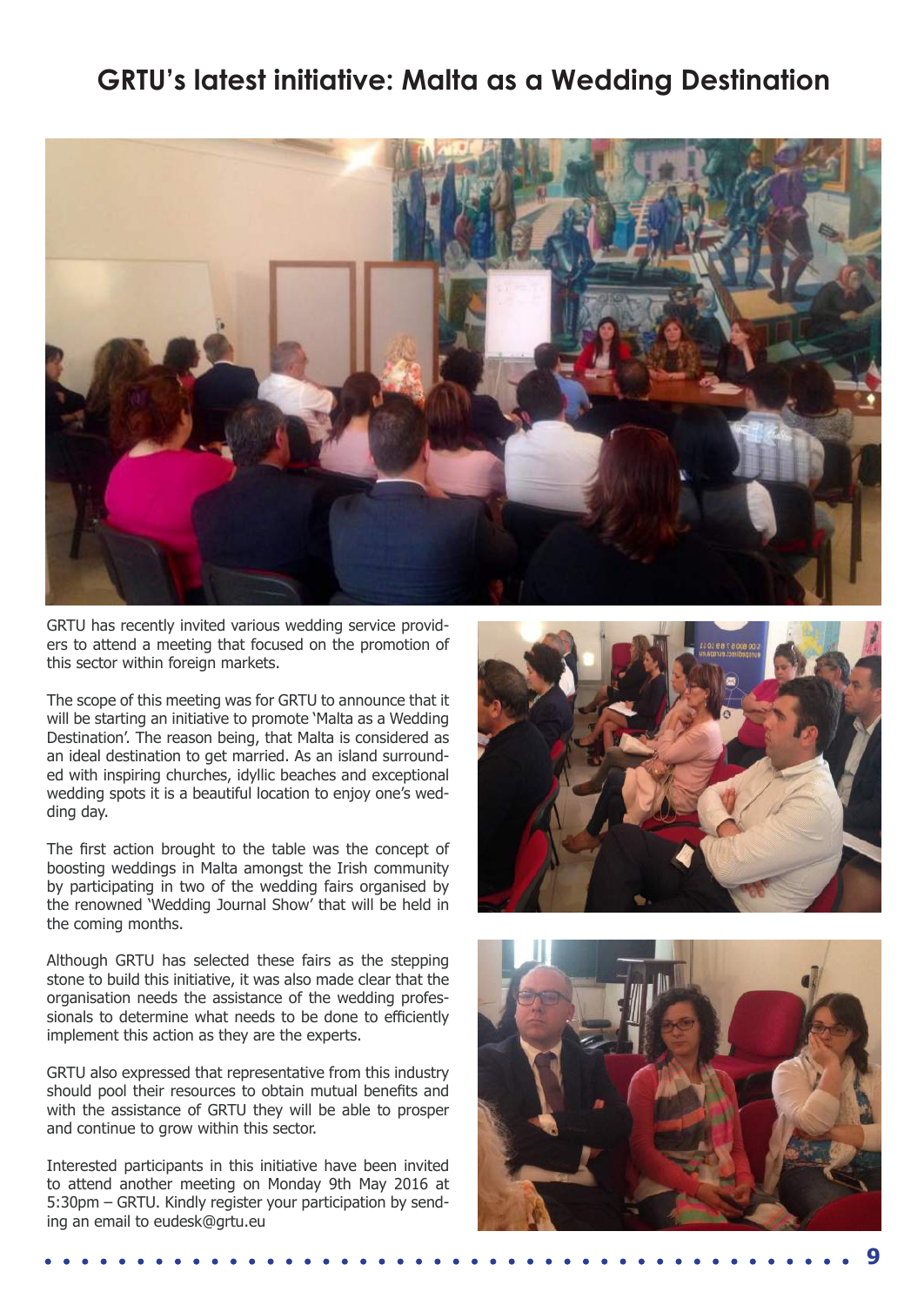# GRTU's latest initiative: Malta as a Wedding Destination

GRTU has recently invited various wedding service providers to attend a meeting that focused on the promotion of this sector within foreign markets.

The scope of this meeting was for GRTU to announce that it will be starting an initiative to promote 'Malta as a Wedding Destination'. The reason being, that Malta is considered as an ideal destination to get married. As an island surrounded with inspiring churches, idyllic beaches and exceptional wedding spots it is a beautiful location to enjoy one's wedding day.

The first action brought to the table was the concept of boosting weddings in Malta amongst the Irish community by participating in two of the wedding fairs organised by the renowned 'Wedding Journal Show' that will be held in the coming months.

Although GRTU has selected these fairs as the stepping stone to build this initiative, it was also made clear that the organisation needs the assistance of the wedding professionals to determine what needs to be done to efficiently implement this action as they are the experts.

GRTU also expressed that representative from this industry should pool their resources to obtain mutual benefits and with the assistance of GRTU they will be able to prosper and continue to grow within this sector.

Interested participants in this initiative have been invited to attend another meeting on Monday 9th May 2016 at 5:30pm – GRTU. Kindly register your participation by sending an email to eudesk@grtu.eu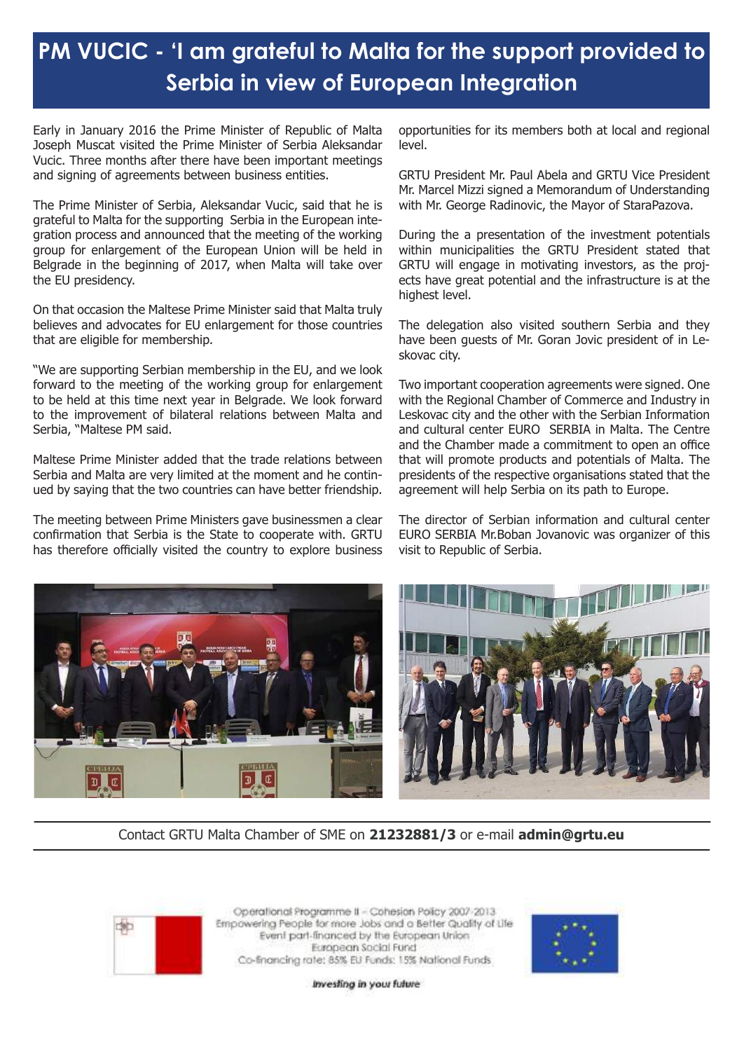# PM VUCIC - 'I am grateful to Malta for the support provided to Serbia in view of European Integration

Early in January 2016 the Prime Minister of Republic of Malta Joseph Muscat visited the Prime Minister of Serbia Aleksandar Vucic. Three months after there have been important meetings and signing of agreements between business entities.

The Prime Minister of Serbia, Aleksandar Vucic, said that he is grateful to Malta for the supporting Serbia in the European integration process and announced that the meeting of the working group for enlargement of the European Union will be held in Belgrade in the beginning of 2017, when Malta will take over the EU presidency.

On that occasion the Maltese Prime Minister said that Malta truly believes and advocates for EU enlargement for those countries that are eligible for membership.

"We are supporting Serbian membership in the EU, and we look forward to the meeting of the working group for enlargement to be held at this time next year in Belgrade. We look forward to the improvement of bilateral relations between Malta and Serbia, "Maltese PM said.

Maltese Prime Minister added that the trade relations between Serbia and Malta are very limited at the moment and he continued by saying that the two countries can have better friendship.

The meeting between Prime Ministers gave businessmen a clear confirmation that Serbia is the State to cooperate with. GRTU has therefore officially visited the country to explore business opportunities for its members both at local and regional level.

GRTU President Mr. Paul Abela and GRTU Vice President Mr. Marcel Mizzi signed a Memorandum of Understanding with Mr. George Radinovic, the Mayor of StaraPazova.

During the a presentation of the investment potentials within municipalities the GRTU President stated that GRTU will engage in motivating investors, as the projects have great potential and the infrastructure is at the highest level.

The delegation also visited southern Serbia and they have been guests of Mr. Goran Jovic president of in Leskovac city.

Two important cooperation agreements were signed. One with the Regional Chamber of Commerce and Industry in Leskovac city and the other with the Serbian Information and cultural center EURO SERBIA in Malta. The Centre and the Chamber made a commitment to open an office that will promote products and potentials of Malta. The presidents of the respective organisations stated that the agreement will help Serbia on its path to Europe.

The director of Serbian information and cultural center EURO SERBIA Mr.Boban Jovanovic was organizer of this visit to Republic of Serbia.

Contact GRTU Malta Chamber of SME on **21232881/3** or e-mail **admin@grtu.eu**

Operational Programme II – Cohesion Policy 2007-2013
Empowering People for more Jobs and a Better Quality of Life
Event part-financed by the European Union
European Social Fund
Co-financing rate: 85% EU Funds; 15% National Funds

*Investing in your future*